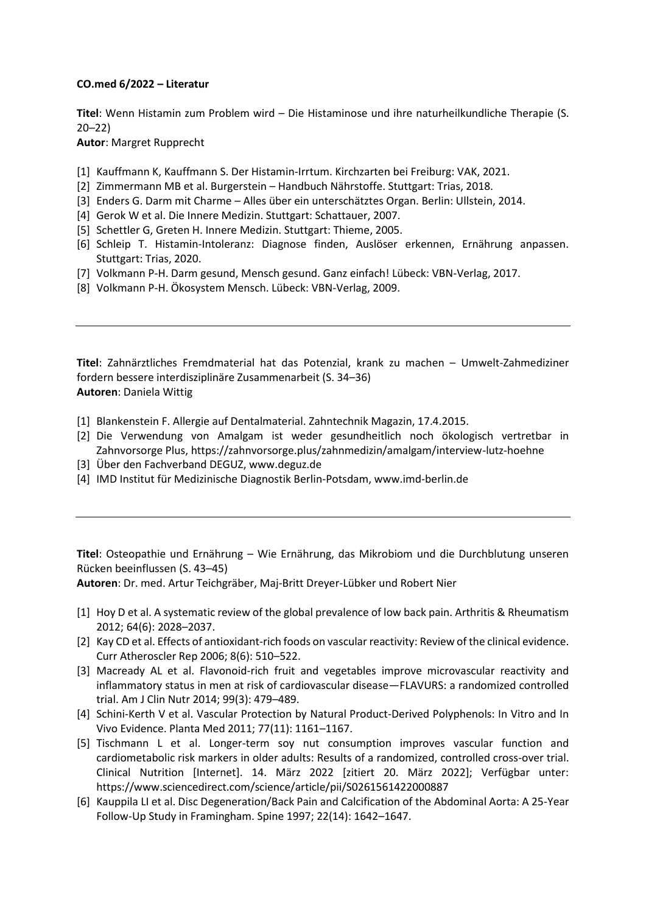**CO.med 6/2022 – Literatur**

**Titel**: Wenn Histamin zum Problem wird – Die Histaminose und ihre naturheilkundliche Therapie (S. 20–22)
**Autor**: Margret Rupprecht

[1] Kauffmann K, Kauffmann S. Der Histamin-Irrtum. Kirchzarten bei Freiburg: VAK, 2021.
[2] Zimmermann MB et al. Burgerstein – Handbuch Nährstoffe. Stuttgart: Trias, 2018.
[3] Enders G. Darm mit Charme – Alles über ein unterschätztes Organ. Berlin: Ullstein, 2014.
[4] Gerok W et al. Die Innere Medizin. Stuttgart: Schattauer, 2007.
[5] Schettler G, Greten H. Innere Medizin. Stuttgart: Thieme, 2005.
[6] Schleip T. Histamin-Intoleranz: Diagnose finden, Auslöser erkennen, Ernährung anpassen. Stuttgart: Trias, 2020.
[7] Volkmann P-H. Darm gesund, Mensch gesund. Ganz einfach! Lübeck: VBN-Verlag, 2017.
[8] Volkmann P-H. Ökosystem Mensch. Lübeck: VBN-Verlag, 2009.

---

**Titel**: Zahnärztliches Fremdmaterial hat das Potenzial, krank zu machen – Umwelt-Zahmediziner fordern bessere interdisziplinäre Zusammenarbeit (S. 34–36)
**Autoren**: Daniela Wittig

[1] Blankenstein F. Allergie auf Dentalmaterial. Zahntechnik Magazin, 17.4.2015.
[2] Die Verwendung von Amalgam ist weder gesundheitlich noch ökologisch vertretbar in Zahnvorsorge Plus, https://zahnvorsorge.plus/zahnmedizin/amalgam/interview-lutz-hoehne
[3] Über den Fachverband DEGUZ, www.deguz.de
[4] IMD Institut für Medizinische Diagnostik Berlin-Potsdam, www.imd-berlin.de

---

**Titel**: Osteopathie und Ernährung – Wie Ernährung, das Mikrobiom und die Durchblutung unseren Rücken beeinflussen (S. 43–45)
**Autoren**: Dr. med. Artur Teichgräber, Maj-Britt Dreyer-Lübker und Robert Nier

[1] Hoy D et al. A systematic review of the global prevalence of low back pain. Arthritis & Rheumatism 2012; 64(6): 2028–2037.
[2] Kay CD et al. Effects of antioxidant-rich foods on vascular reactivity: Review of the clinical evidence. Curr Atheroscler Rep 2006; 8(6): 510–522.
[3] Macready AL et al. Flavonoid-rich fruit and vegetables improve microvascular reactivity and inflammatory status in men at risk of cardiovascular disease—FLAVURS: a randomized controlled trial. Am J Clin Nutr 2014; 99(3): 479–489.
[4] Schini-Kerth V et al. Vascular Protection by Natural Product-Derived Polyphenols: In Vitro and In Vivo Evidence. Planta Med 2011; 77(11): 1161–1167.
[5] Tischmann L et al. Longer-term soy nut consumption improves vascular function and cardiometabolic risk markers in older adults: Results of a randomized, controlled cross-over trial. Clinical Nutrition [Internet]. 14. März 2022 [zitiert 20. März 2022]; Verfügbar unter: https://www.sciencedirect.com/science/article/pii/S0261561422000887
[6] Kauppila LI et al. Disc Degeneration/Back Pain and Calcification of the Abdominal Aorta: A 25-Year Follow-Up Study in Framingham. Spine 1997; 22(14): 1642–1647.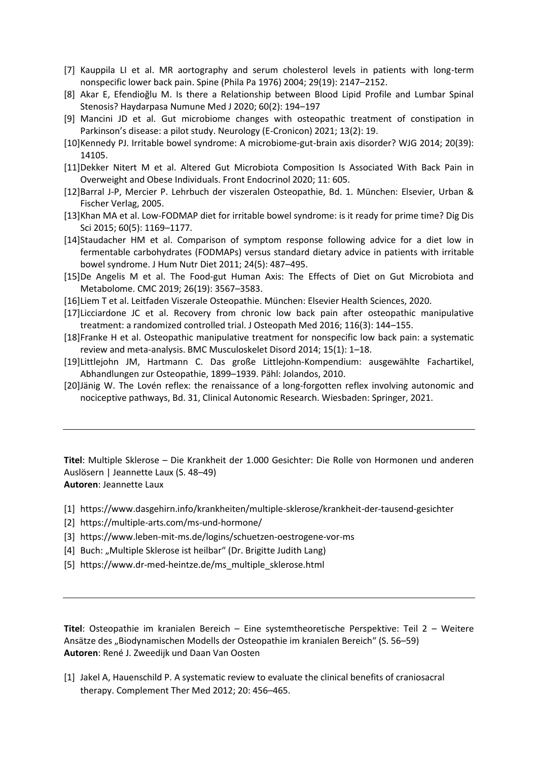[7] Kauppila LI et al. MR aortography and serum cholesterol levels in patients with long-term nonspecific lower back pain. Spine (Phila Pa 1976) 2004; 29(19): 2147–2152.

[8] Akar E, Efendioğlu M. Is there a Relationship between Blood Lipid Profile and Lumbar Spinal Stenosis? Haydarpasa Numune Med J 2020; 60(2): 194–197

[9] Mancini JD et al. Gut microbiome changes with osteopathic treatment of constipation in Parkinson's disease: a pilot study. Neurology (E-Cronicon) 2021; 13(2): 19.

[10] Kennedy PJ. Irritable bowel syndrome: A microbiome-gut-brain axis disorder? WJG 2014; 20(39): 14105.

[11] Dekker Nitert M et al. Altered Gut Microbiota Composition Is Associated With Back Pain in Overweight and Obese Individuals. Front Endocrinol 2020; 11: 605.

[12] Barral J-P, Mercier P. Lehrbuch der viszeralen Osteopathie, Bd. 1. München: Elsevier, Urban & Fischer Verlag, 2005.

[13] Khan MA et al. Low-FODMAP diet for irritable bowel syndrome: is it ready for prime time? Dig Dis Sci 2015; 60(5): 1169–1177.

[14] Staudacher HM et al. Comparison of symptom response following advice for a diet low in fermentable carbohydrates (FODMAPs) versus standard dietary advice in patients with irritable bowel syndrome. J Hum Nutr Diet 2011; 24(5): 487–495.

[15] De Angelis M et al. The Food-gut Human Axis: The Effects of Diet on Gut Microbiota and Metabolome. CMC 2019; 26(19): 3567–3583.

[16] Liem T et al. Leitfaden Viszerale Osteopathie. München: Elsevier Health Sciences, 2020.

[17] Licciardone JC et al. Recovery from chronic low back pain after osteopathic manipulative treatment: a randomized controlled trial. J Osteopath Med 2016; 116(3): 144–155.

[18] Franke H et al. Osteopathic manipulative treatment for nonspecific low back pain: a systematic review and meta-analysis. BMC Musculoskelet Disord 2014; 15(1): 1–18.

[19] Littlejohn JM, Hartmann C. Das große Littlejohn-Kompendium: ausgewählte Fachartikel, Abhandlungen zur Osteopathie, 1899–1939. Pähl: Jolandos, 2010.

[20] Jänig W. The Lovén reflex: the renaissance of a long-forgotten reflex involving autonomic and nociceptive pathways, Bd. 31, Clinical Autonomic Research. Wiesbaden: Springer, 2021.

---

**Titel**: Multiple Sklerose – Die Krankheit der 1.000 Gesichter: Die Rolle von Hormonen und anderen Auslösern | Jeannette Laux (S. 48–49)
**Autoren**: Jeannette Laux

[1] https://www.dasgehirn.info/krankheiten/multiple-sklerose/krankheit-der-tausend-gesichter

[2] https://multiple-arts.com/ms-und-hormone/

[3] https://www.leben-mit-ms.de/logins/schuetzen-oestrogene-vor-ms

[4] Buch: „Multiple Sklerose ist heilbar" (Dr. Brigitte Judith Lang)

[5] https://www.dr-med-heintze.de/ms_multiple_sklerose.html

---

**Titel**: Osteopathie im kranialen Bereich – Eine systemtheoretische Perspektive: Teil 2 – Weitere Ansätze des „Biodynamischen Modells der Osteopathie im kranialen Bereich" (S. 56–59)
**Autoren**: René J. Zweedijk und Daan Van Oosten

[1] Jakel A, Hauenschild P. A systematic review to evaluate the clinical benefits of craniosacral therapy. Complement Ther Med 2012; 20: 456–465.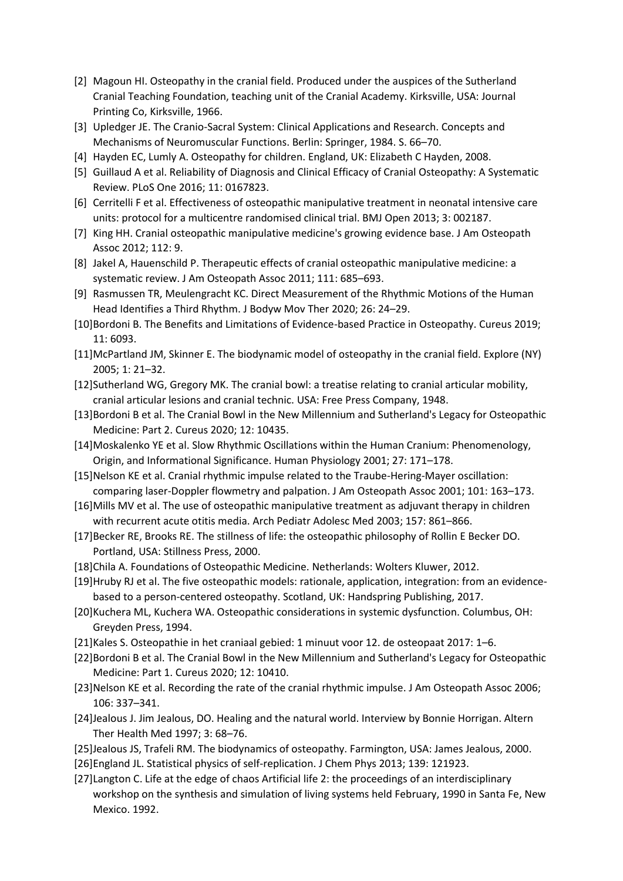[2] Magoun HI. Osteopathy in the cranial field. Produced under the auspices of the Sutherland Cranial Teaching Foundation, teaching unit of the Cranial Academy. Kirksville, USA: Journal Printing Co, Kirksville, 1966.

[3] Upledger JE. The Cranio-Sacral System: Clinical Applications and Research. Concepts and Mechanisms of Neuromuscular Functions. Berlin: Springer, 1984. S. 66–70.

[4] Hayden EC, Lumly A. Osteopathy for children. England, UK: Elizabeth C Hayden, 2008.

[5] Guillaud A et al. Reliability of Diagnosis and Clinical Efficacy of Cranial Osteopathy: A Systematic Review. PLoS One 2016; 11: 0167823.

[6] Cerritelli F et al. Effectiveness of osteopathic manipulative treatment in neonatal intensive care units: protocol for a multicentre randomised clinical trial. BMJ Open 2013; 3: 002187.

[7] King HH. Cranial osteopathic manipulative medicine's growing evidence base. J Am Osteopath Assoc 2012; 112: 9.

[8] Jakel A, Hauenschild P. Therapeutic effects of cranial osteopathic manipulative medicine: a systematic review. J Am Osteopath Assoc 2011; 111: 685–693.

[9] Rasmussen TR, Meulengracht KC. Direct Measurement of the Rhythmic Motions of the Human Head Identifies a Third Rhythm. J Bodyw Mov Ther 2020; 26: 24–29.

[10] Bordoni B. The Benefits and Limitations of Evidence-based Practice in Osteopathy. Cureus 2019; 11: 6093.

[11] McPartland JM, Skinner E. The biodynamic model of osteopathy in the cranial field. Explore (NY) 2005; 1: 21–32.

[12] Sutherland WG, Gregory MK. The cranial bowl: a treatise relating to cranial articular mobility, cranial articular lesions and cranial technic. USA: Free Press Company, 1948.

[13] Bordoni B et al. The Cranial Bowl in the New Millennium and Sutherland's Legacy for Osteopathic Medicine: Part 2. Cureus 2020; 12: 10435.

[14] Moskalenko YE et al. Slow Rhythmic Oscillations within the Human Cranium: Phenomenology, Origin, and Informational Significance. Human Physiology 2001; 27: 171–178.

[15] Nelson KE et al. Cranial rhythmic impulse related to the Traube-Hering-Mayer oscillation: comparing laser-Doppler flowmetry and palpation. J Am Osteopath Assoc 2001; 101: 163–173.

[16] Mills MV et al. The use of osteopathic manipulative treatment as adjuvant therapy in children with recurrent acute otitis media. Arch Pediatr Adolesc Med 2003; 157: 861–866.

[17] Becker RE, Brooks RE. The stillness of life: the osteopathic philosophy of Rollin E Becker DO. Portland, USA: Stillness Press, 2000.

[18] Chila A. Foundations of Osteopathic Medicine. Netherlands: Wolters Kluwer, 2012.

[19] Hruby RJ et al. The five osteopathic models: rationale, application, integration: from an evidence-based to a person-centered osteopathy. Scotland, UK: Handspring Publishing, 2017.

[20] Kuchera ML, Kuchera WA. Osteopathic considerations in systemic dysfunction. Columbus, OH: Greyden Press, 1994.

[21] Kales S. Osteopathie in het craniaal gebied: 1 minuut voor 12. de osteopaat 2017: 1–6.

[22] Bordoni B et al. The Cranial Bowl in the New Millennium and Sutherland's Legacy for Osteopathic Medicine: Part 1. Cureus 2020; 12: 10410.

[23] Nelson KE et al. Recording the rate of the cranial rhythmic impulse. J Am Osteopath Assoc 2006; 106: 337–341.

[24] Jealous J. Jim Jealous, DO. Healing and the natural world. Interview by Bonnie Horrigan. Altern Ther Health Med 1997; 3: 68–76.

[25] Jealous JS, Trafeli RM. The biodynamics of osteopathy. Farmington, USA: James Jealous, 2000.

[26] England JL. Statistical physics of self-replication. J Chem Phys 2013; 139: 121923.

[27] Langton C. Life at the edge of chaos Artificial life 2: the proceedings of an interdisciplinary workshop on the synthesis and simulation of living systems held February, 1990 in Santa Fe, New Mexico. 1992.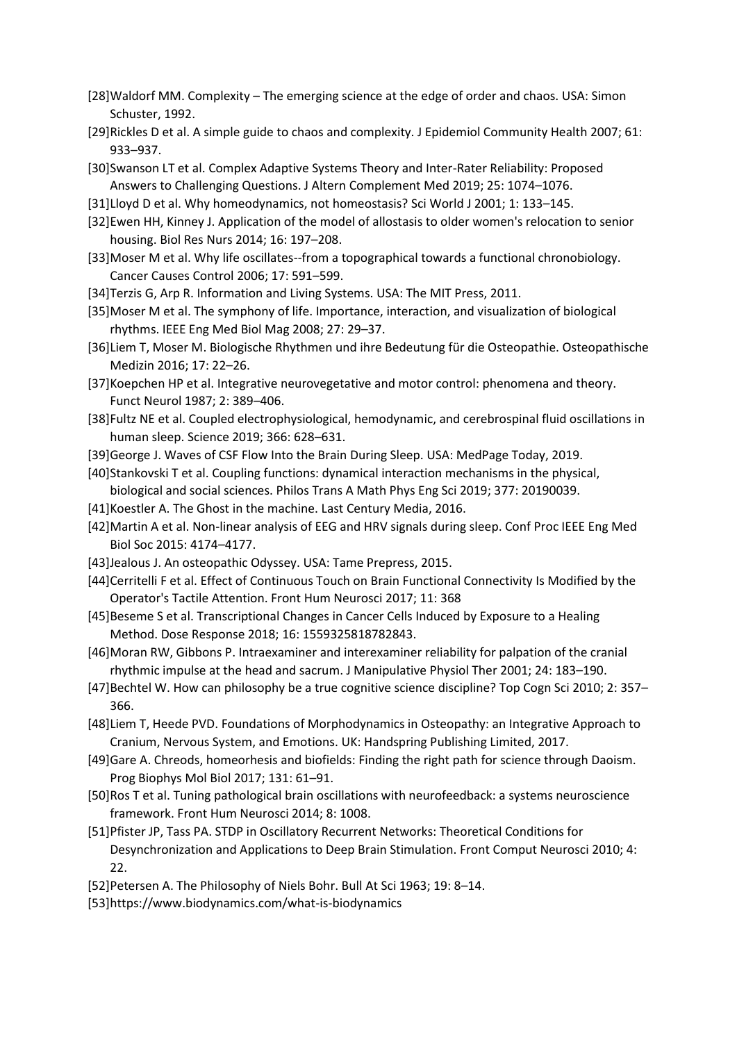[28]Waldorf MM. Complexity – The emerging science at the edge of order and chaos. USA: Simon Schuster, 1992.

[29]Rickles D et al. A simple guide to chaos and complexity. J Epidemiol Community Health 2007; 61: 933–937.

[30]Swanson LT et al. Complex Adaptive Systems Theory and Inter-Rater Reliability: Proposed Answers to Challenging Questions. J Altern Complement Med 2019; 25: 1074–1076.

[31]Lloyd D et al. Why homeodynamics, not homeostasis? Sci World J 2001; 1: 133–145.

[32]Ewen HH, Kinney J. Application of the model of allostasis to older women's relocation to senior housing. Biol Res Nurs 2014; 16: 197–208.

[33]Moser M et al. Why life oscillates--from a topographical towards a functional chronobiology. Cancer Causes Control 2006; 17: 591–599.

[34]Terzis G, Arp R. Information and Living Systems. USA: The MIT Press, 2011.

[35]Moser M et al. The symphony of life. Importance, interaction, and visualization of biological rhythms. IEEE Eng Med Biol Mag 2008; 27: 29–37.

[36]Liem T, Moser M. Biologische Rhythmen und ihre Bedeutung für die Osteopathie. Osteopathische Medizin 2016; 17: 22–26.

[37]Koepchen HP et al. Integrative neurovegetative and motor control: phenomena and theory. Funct Neurol 1987; 2: 389–406.

[38]Fultz NE et al. Coupled electrophysiological, hemodynamic, and cerebrospinal fluid oscillations in human sleep. Science 2019; 366: 628–631.

[39]George J. Waves of CSF Flow Into the Brain During Sleep. USA: MedPage Today, 2019.

[40]Stankovski T et al. Coupling functions: dynamical interaction mechanisms in the physical, biological and social sciences. Philos Trans A Math Phys Eng Sci 2019; 377: 20190039.

[41]Koestler A. The Ghost in the machine. Last Century Media, 2016.

[42]Martin A et al. Non-linear analysis of EEG and HRV signals during sleep. Conf Proc IEEE Eng Med Biol Soc 2015: 4174–4177.

[43]Jealous J. An osteopathic Odyssey. USA: Tame Prepress, 2015.

[44]Cerritelli F et al. Effect of Continuous Touch on Brain Functional Connectivity Is Modified by the Operator's Tactile Attention. Front Hum Neurosci 2017; 11: 368

[45]Beseme S et al. Transcriptional Changes in Cancer Cells Induced by Exposure to a Healing Method. Dose Response 2018; 16: 1559325818782843.

[46]Moran RW, Gibbons P. Intraexaminer and interexaminer reliability for palpation of the cranial rhythmic impulse at the head and sacrum. J Manipulative Physiol Ther 2001; 24: 183–190.

[47]Bechtel W. How can philosophy be a true cognitive science discipline? Top Cogn Sci 2010; 2: 357–366.

[48]Liem T, Heede PVD. Foundations of Morphodynamics in Osteopathy: an Integrative Approach to Cranium, Nervous System, and Emotions. UK: Handspring Publishing Limited, 2017.

[49]Gare A. Chreods, homeorhesis and biofields: Finding the right path for science through Daoism. Prog Biophys Mol Biol 2017; 131: 61–91.

[50]Ros T et al. Tuning pathological brain oscillations with neurofeedback: a systems neuroscience framework. Front Hum Neurosci 2014; 8: 1008.

[51]Pfister JP, Tass PA. STDP in Oscillatory Recurrent Networks: Theoretical Conditions for Desynchronization and Applications to Deep Brain Stimulation. Front Comput Neurosci 2010; 4: 22.

[52]Petersen A. The Philosophy of Niels Bohr. Bull At Sci 1963; 19: 8–14.

[53]https://www.biodynamics.com/what-is-biodynamics